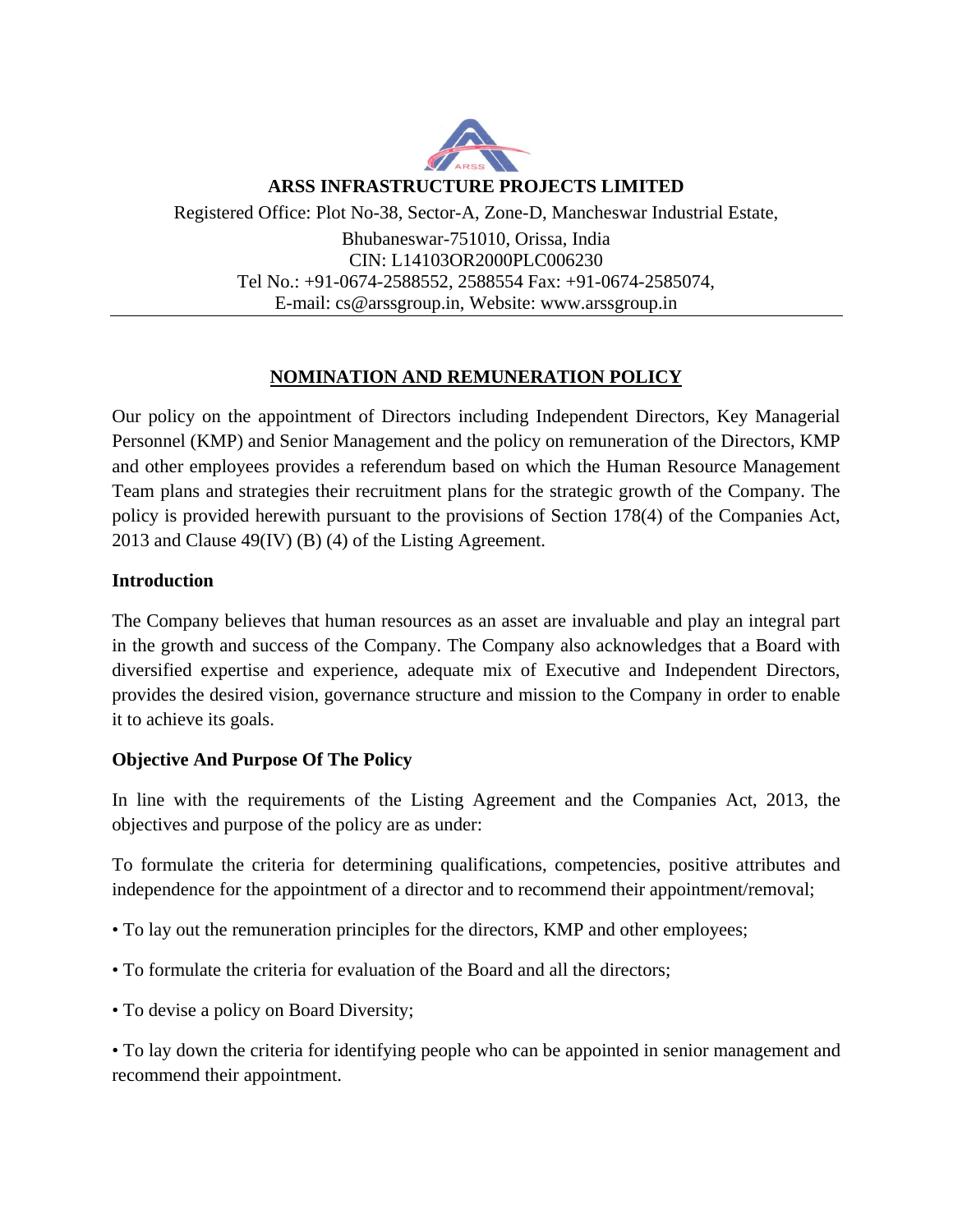**ARSS INFRASTRUCTURE PROJECTS LIMITED**

Registered Office: Plot No-38, Sector-A, Zone-D, Mancheswar Industrial Estate,
Bhubaneswar-751010, Orissa, India
CIN: L14103OR2000PLC006230
Tel No.: +91-0674-2588552, 2588554 Fax: +91-0674-2585074,
E-mail: cs@arssgroup.in, Website: www.arssgroup.in

# NOMINATION AND REMUNERATION POLICY

Our policy on the appointment of Directors including Independent Directors, Key Managerial Personnel (KMP) and Senior Management and the policy on remuneration of the Directors, KMP and other employees provides a referendum based on which the Human Resource Management Team plans and strategies their recruitment plans for the strategic growth of the Company. The policy is provided herewith pursuant to the provisions of Section 178(4) of the Companies Act, 2013 and Clause 49(IV) (B) (4) of the Listing Agreement.

## Introduction

The Company believes that human resources as an asset are invaluable and play an integral part in the growth and success of the Company. The Company also acknowledges that a Board with diversified expertise and experience, adequate mix of Executive and Independent Directors, provides the desired vision, governance structure and mission to the Company in order to enable it to achieve its goals.

## Objective And Purpose Of The Policy

In line with the requirements of the Listing Agreement and the Companies Act, 2013, the objectives and purpose of the policy are as under:

To formulate the criteria for determining qualifications, competencies, positive attributes and independence for the appointment of a director and to recommend their appointment/removal;

- To lay out the remuneration principles for the directors, KMP and other employees;
- To formulate the criteria for evaluation of the Board and all the directors;
- To devise a policy on Board Diversity;
- To lay down the criteria for identifying people who can be appointed in senior management and recommend their appointment.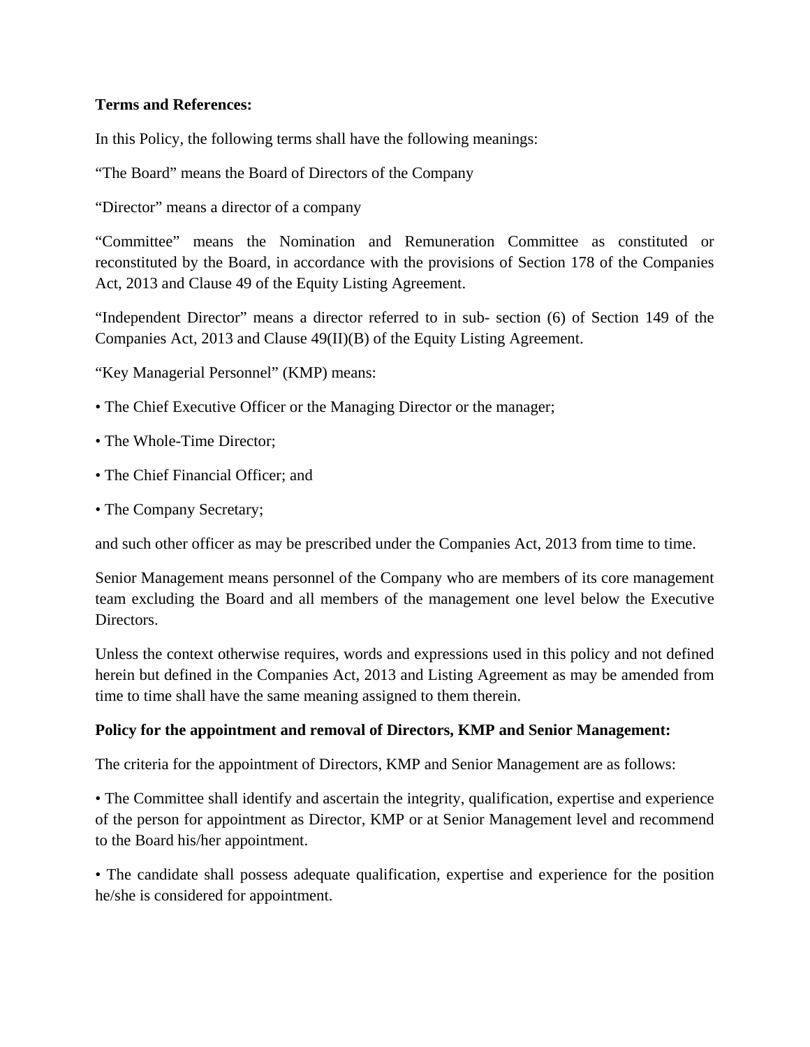**Terms and References:**

In this Policy, the following terms shall have the following meanings:

"The Board" means the Board of Directors of the Company

"Director" means a director of a company

"Committee" means the Nomination and Remuneration Committee as constituted or reconstituted by the Board, in accordance with the provisions of Section 178 of the Companies Act, 2013 and Clause 49 of the Equity Listing Agreement.

"Independent Director" means a director referred to in sub- section (6) of Section 149 of the Companies Act, 2013 and Clause 49(II)(B) of the Equity Listing Agreement.

"Key Managerial Personnel" (KMP) means:

- The Chief Executive Officer or the Managing Director or the manager;
- The Whole-Time Director;
- The Chief Financial Officer; and
- The Company Secretary;

and such other officer as may be prescribed under the Companies Act, 2013 from time to time.

Senior Management means personnel of the Company who are members of its core management team excluding the Board and all members of the management one level below the Executive Directors.

Unless the context otherwise requires, words and expressions used in this policy and not defined herein but defined in the Companies Act, 2013 and Listing Agreement as may be amended from time to time shall have the same meaning assigned to them therein.

**Policy for the appointment and removal of Directors, KMP and Senior Management:**

The criteria for the appointment of Directors, KMP and Senior Management are as follows:

- The Committee shall identify and ascertain the integrity, qualification, expertise and experience of the person for appointment as Director, KMP or at Senior Management level and recommend to the Board his/her appointment.
- The candidate shall possess adequate qualification, expertise and experience for the position he/she is considered for appointment.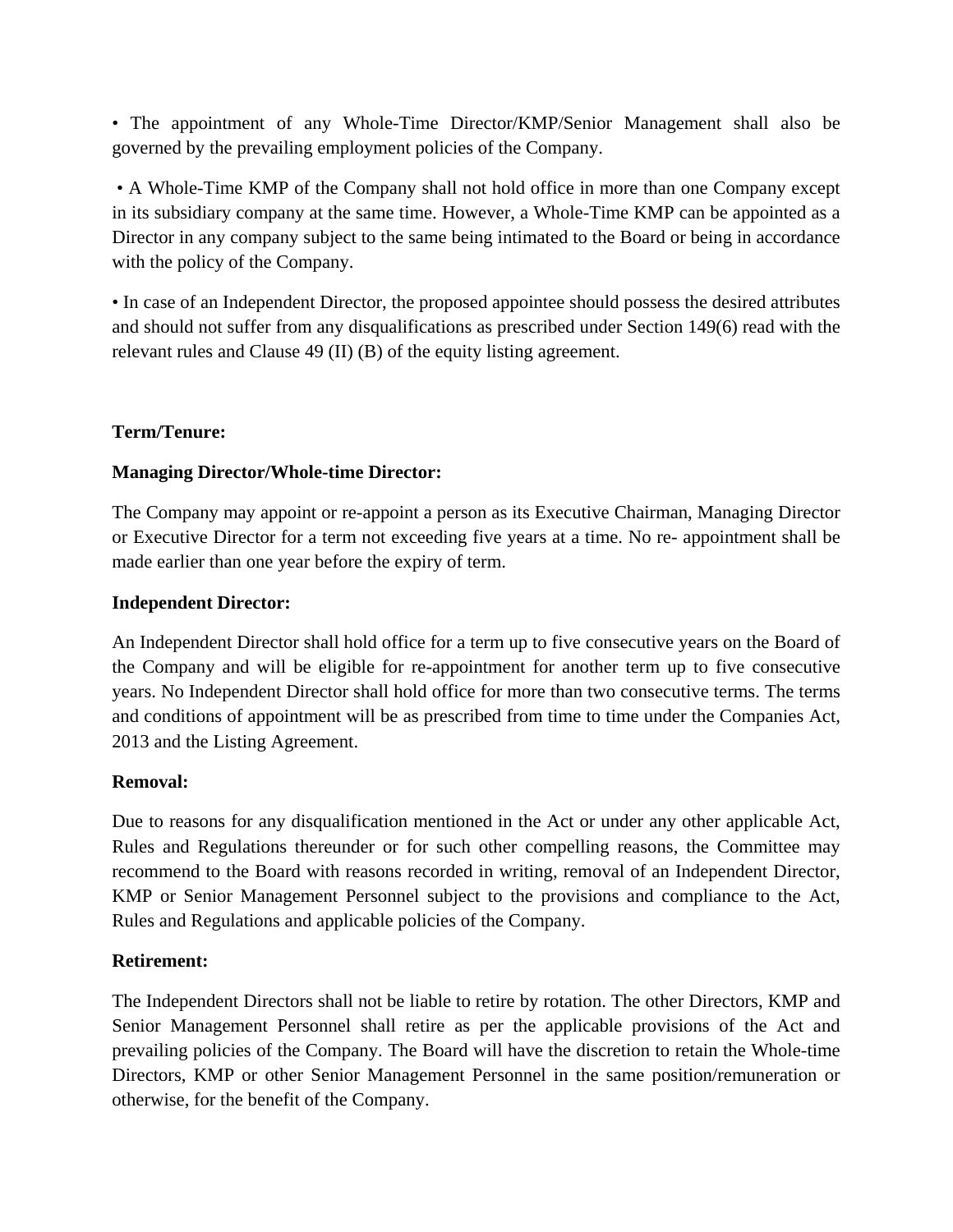• The appointment of any Whole-Time Director/KMP/Senior Management shall also be governed by the prevailing employment policies of the Company.

• A Whole-Time KMP of the Company shall not hold office in more than one Company except in its subsidiary company at the same time. However, a Whole-Time KMP can be appointed as a Director in any company subject to the same being intimated to the Board or being in accordance with the policy of the Company.

• In case of an Independent Director, the proposed appointee should possess the desired attributes and should not suffer from any disqualifications as prescribed under Section 149(6) read with the relevant rules and Clause 49 (II) (B) of the equity listing agreement.

**Term/Tenure:**

**Managing Director/Whole-time Director:**

The Company may appoint or re-appoint a person as its Executive Chairman, Managing Director or Executive Director for a term not exceeding five years at a time. No re- appointment shall be made earlier than one year before the expiry of term.

**Independent Director:**

An Independent Director shall hold office for a term up to five consecutive years on the Board of the Company and will be eligible for re-appointment for another term up to five consecutive years. No Independent Director shall hold office for more than two consecutive terms. The terms and conditions of appointment will be as prescribed from time to time under the Companies Act, 2013 and the Listing Agreement.

**Removal:**

Due to reasons for any disqualification mentioned in the Act or under any other applicable Act, Rules and Regulations thereunder or for such other compelling reasons, the Committee may recommend to the Board with reasons recorded in writing, removal of an Independent Director, KMP or Senior Management Personnel subject to the provisions and compliance to the Act, Rules and Regulations and applicable policies of the Company.

**Retirement:**

The Independent Directors shall not be liable to retire by rotation. The other Directors, KMP and Senior Management Personnel shall retire as per the applicable provisions of the Act and prevailing policies of the Company. The Board will have the discretion to retain the Whole-time Directors, KMP or other Senior Management Personnel in the same position/remuneration or otherwise, for the benefit of the Company.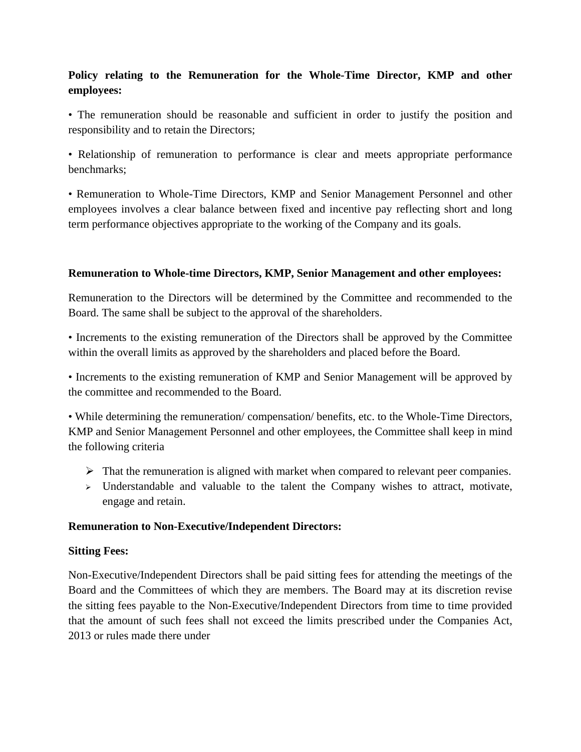**Policy relating to the Remuneration for the Whole-Time Director, KMP and other employees:**

- The remuneration should be reasonable and sufficient in order to justify the position and responsibility and to retain the Directors;

- Relationship of remuneration to performance is clear and meets appropriate performance benchmarks;

- Remuneration to Whole-Time Directors, KMP and Senior Management Personnel and other employees involves a clear balance between fixed and incentive pay reflecting short and long term performance objectives appropriate to the working of the Company and its goals.

**Remuneration to Whole-time Directors, KMP, Senior Management and other employees:**

Remuneration to the Directors will be determined by the Committee and recommended to the Board. The same shall be subject to the approval of the shareholders.

- Increments to the existing remuneration of the Directors shall be approved by the Committee within the overall limits as approved by the shareholders and placed before the Board.

- Increments to the existing remuneration of KMP and Senior Management will be approved by the committee and recommended to the Board.

- While determining the remuneration/ compensation/ benefits, etc. to the Whole-Time Directors, KMP and Senior Management Personnel and other employees, the Committee shall keep in mind the following criteria

  - That the remuneration is aligned with market when compared to relevant peer companies.
  - Understandable and valuable to the talent the Company wishes to attract, motivate, engage and retain.

**Remuneration to Non-Executive/Independent Directors:**

**Sitting Fees:**

Non-Executive/Independent Directors shall be paid sitting fees for attending the meetings of the Board and the Committees of which they are members. The Board may at its discretion revise the sitting fees payable to the Non-Executive/Independent Directors from time to time provided that the amount of such fees shall not exceed the limits prescribed under the Companies Act, 2013 or rules made there under